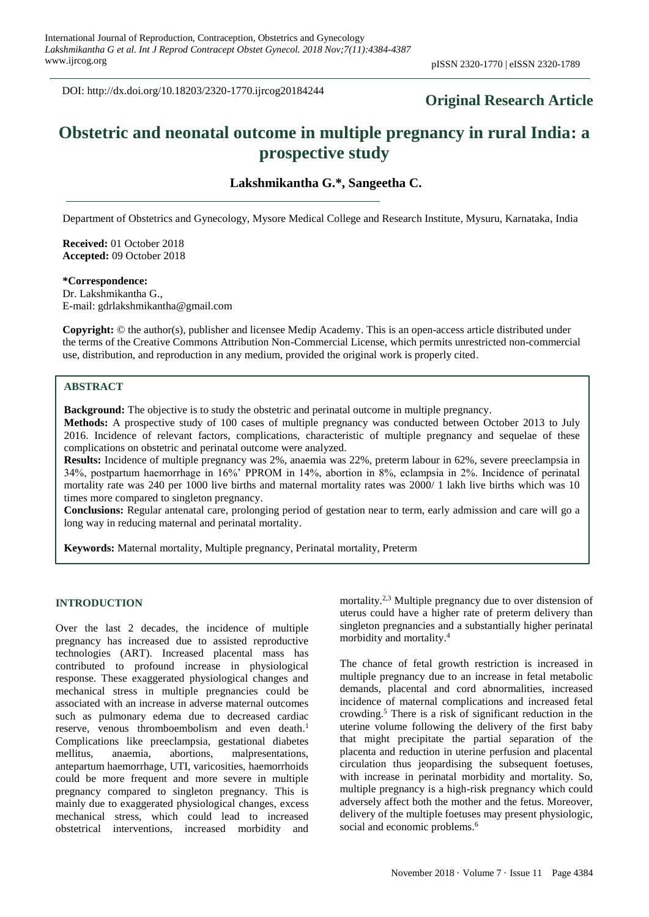DOI: http://dx.doi.org/10.18203/2320-1770.ijrcog20184244

**Original Research Article**

# Obstetric and neonatal outcome in multiple pregnancy in rural India: a prospective study

**Lakshmikantha G.*, Sangeetha C.**

Department of Obstetrics and Gynecology, Mysore Medical College and Research Institute, Mysuru, Karnataka, India

**Received:** 01 October 2018
**Accepted:** 09 October 2018

**\*Correspondence:**
Dr. Lakshmikantha G.,
E-mail: gdrlakshmikantha@gmail.com

**Copyright:** © the author(s), publisher and licensee Medip Academy. This is an open-access article distributed under the terms of the Creative Commons Attribution Non-Commercial License, which permits unrestricted non-commercial use, distribution, and reproduction in any medium, provided the original work is properly cited.

## ABSTRACT

**Background:** The objective is to study the obstetric and perinatal outcome in multiple pregnancy.

**Methods:** A prospective study of 100 cases of multiple pregnancy was conducted between October 2013 to July 2016. Incidence of relevant factors, complications, characteristic of multiple pregnancy and sequelae of these complications on obstetric and perinatal outcome were analyzed.

**Results:** Incidence of multiple pregnancy was 2%, anaemia was 22%, preterm labour in 62%, severe preeclampsia in 34%, postpartum haemorrhage in 16%' PPROM in 14%, abortion in 8%, eclampsia in 2%. Incidence of perinatal mortality rate was 240 per 1000 live births and maternal mortality rates was 2000/ 1 lakh live births which was 10 times more compared to singleton pregnancy.

**Conclusions:** Regular antenatal care, prolonging period of gestation near to term, early admission and care will go a long way in reducing maternal and perinatal mortality.

**Keywords:** Maternal mortality, Multiple pregnancy, Perinatal mortality, Preterm

## INTRODUCTION

Over the last 2 decades, the incidence of multiple pregnancy has increased due to assisted reproductive technologies (ART). Increased placental mass has contributed to profound increase in physiological response. These exaggerated physiological changes and mechanical stress in multiple pregnancies could be associated with an increase in adverse maternal outcomes such as pulmonary edema due to decreased cardiac reserve, venous thromboembolism and even death.[1] Complications like preeclampsia, gestational diabetes mellitus, anaemia, abortions, malpresentations, antepartum haemorrhage, UTI, varicosities, haemorrhoids could be more frequent and more severe in multiple pregnancy compared to singleton pregnancy. This is mainly due to exaggerated physiological changes, excess mechanical stress, which could lead to increased obstetrical interventions, increased morbidity and mortality.[2,3] Multiple pregnancy due to over distension of uterus could have a higher rate of preterm delivery than singleton pregnancies and a substantially higher perinatal morbidity and mortality.[4]

The chance of fetal growth restriction is increased in multiple pregnancy due to an increase in fetal metabolic demands, placental and cord abnormalities, increased incidence of maternal complications and increased fetal crowding.[5] There is a risk of significant reduction in the uterine volume following the delivery of the first baby that might precipitate the partial separation of the placenta and reduction in uterine perfusion and placental circulation thus jeopardising the subsequent foetuses, with increase in perinatal morbidity and mortality. So, multiple pregnancy is a high-risk pregnancy which could adversely affect both the mother and the fetus. Moreover, delivery of the multiple foetuses may present physiologic, social and economic problems.[6]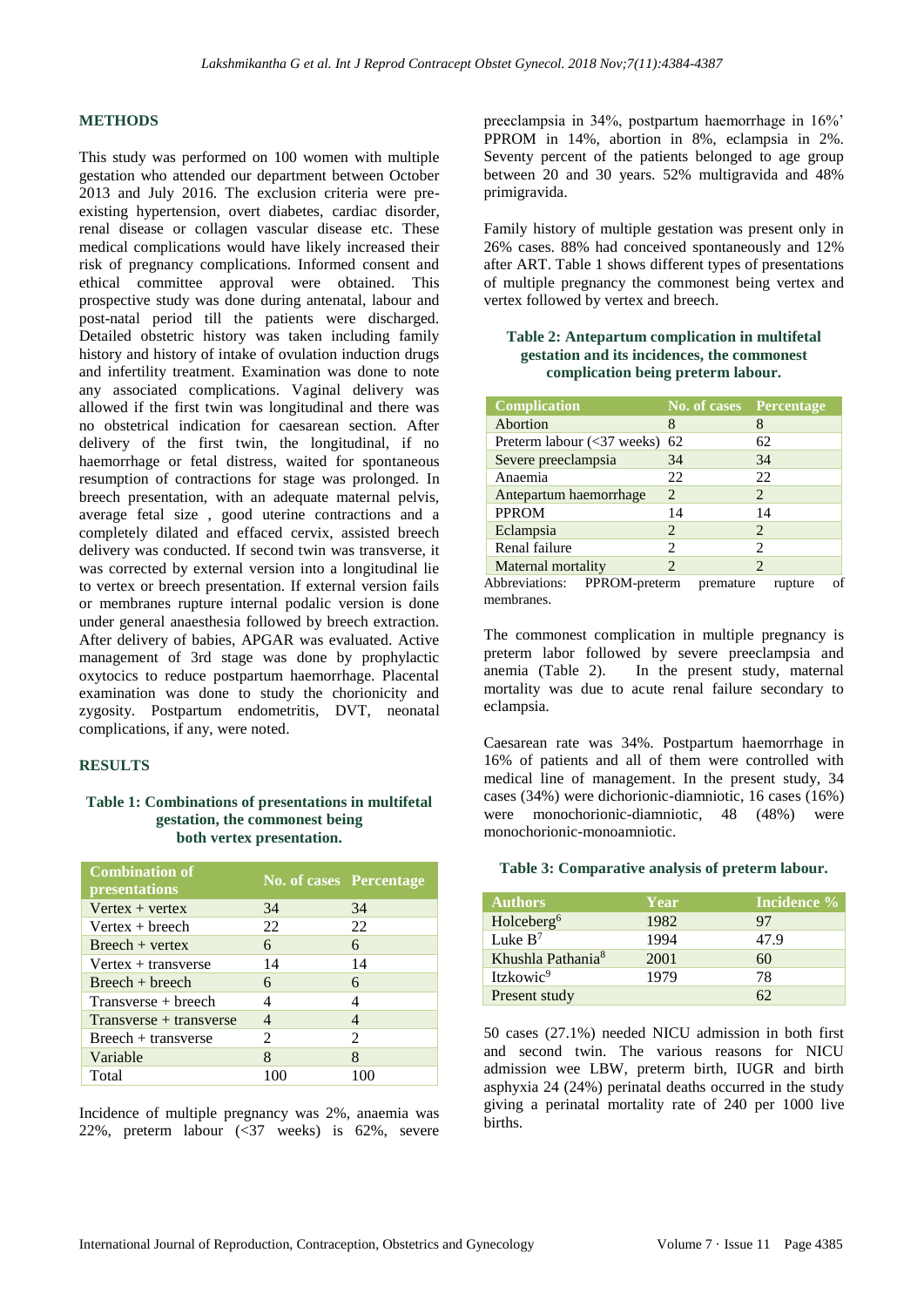## METHODS

This study was performed on 100 women with multiple gestation who attended our department between October 2013 and July 2016. The exclusion criteria were pre-existing hypertension, overt diabetes, cardiac disorder, renal disease or collagen vascular disease etc. These medical complications would have likely increased their risk of pregnancy complications. Informed consent and ethical committee approval were obtained. This prospective study was done during antenatal, labour and post-natal period till the patients were discharged. Detailed obstetric history was taken including family history and history of intake of ovulation induction drugs and infertility treatment. Examination was done to note any associated complications. Vaginal delivery was allowed if the first twin was longitudinal and there was no obstetrical indication for caesarean section. After delivery of the first twin, the longitudinal, if no haemorrhage or fetal distress, waited for spontaneous resumption of contractions for stage was prolonged. In breech presentation, with an adequate maternal pelvis, average fetal size , good uterine contractions and a completely dilated and effaced cervix, assisted breech delivery was conducted. If second twin was transverse, it was corrected by external version into a longitudinal lie to vertex or breech presentation. If external version fails or membranes rupture internal podalic version is done under general anaesthesia followed by breech extraction. After delivery of babies, APGAR was evaluated. Active management of 3rd stage was done by prophylactic oxytocics to reduce postpartum haemorrhage. Placental examination was done to study the chorionicity and zygosity. Postpartum endometritis, DVT, neonatal complications, if any, were noted.

## RESULTS

**Table 1: Combinations of presentations in multifetal gestation, the commonest being both vertex presentation.**

| Combination of presentations | No. of cases | Percentage |
|---|---|---|
| Vertex + vertex | 34 | 34 |
| Vertex + breech | 22 | 22 |
| Breech + vertex | 6 | 6 |
| Vertex + transverse | 14 | 14 |
| Breech + breech | 6 | 6 |
| Transverse + breech | 4 | 4 |
| Transverse + transverse | 4 | 4 |
| Breech + transverse | 2 | 2 |
| Variable | 8 | 8 |
| Total | 100 | 100 |

Incidence of multiple pregnancy was 2%, anaemia was 22%, preterm labour (<37 weeks) is 62%, severe preeclampsia in 34%, postpartum haemorrhage in 16%' PPROM in 14%, abortion in 8%, eclampsia in 2%. Seventy percent of the patients belonged to age group between 20 and 30 years. 52% multigravida and 48% primigravida.

Family history of multiple gestation was present only in 26% cases. 88% had conceived spontaneously and 12% after ART. Table 1 shows different types of presentations of multiple pregnancy the commonest being vertex and vertex followed by vertex and breech.

**Table 2: Antepartum complication in multifetal gestation and its incidences, the commonest complication being preterm labour.**

| Complication | No. of cases | Percentage |
|---|---|---|
| Abortion | 8 | 8 |
| Preterm labour (<37 weeks) | 62 | 62 |
| Severe preeclampsia | 34 | 34 |
| Anaemia | 22 | 22 |
| Antepartum haemorrhage | 2 | 2 |
| PPROM | 14 | 14 |
| Eclampsia | 2 | 2 |
| Renal failure | 2 | 2 |
| Maternal mortality | 2 | 2 |

Abbreviations: PPROM-preterm premature rupture of membranes.

The commonest complication in multiple pregnancy is preterm labor followed by severe preeclampsia and anemia (Table 2). In the present study, maternal mortality was due to acute renal failure secondary to eclampsia.

Caesarean rate was 34%. Postpartum haemorrhage in 16% of patients and all of them were controlled with medical line of management. In the present study, 34 cases (34%) were dichorionic-diamniotic, 16 cases (16%) were monochorionic-diamniotic, 48 (48%) were monochorionic-monoamniotic.

**Table 3: Comparative analysis of preterm labour.**

| Authors | Year | Incidence % |
|---|---|---|
| Holceberg[6] | 1982 | 97 |
| Luke B[7] | 1994 | 47.9 |
| Khushla Pathania[8] | 2001 | 60 |
| Itzkowic[9] | 1979 | 78 |
| Present study | | 62 |

50 cases (27.1%) needed NICU admission in both first and second twin. The various reasons for NICU admission wee LBW, preterm birth, IUGR and birth asphyxia 24 (24%) perinatal deaths occurred in the study giving a perinatal mortality rate of 240 per 1000 live births.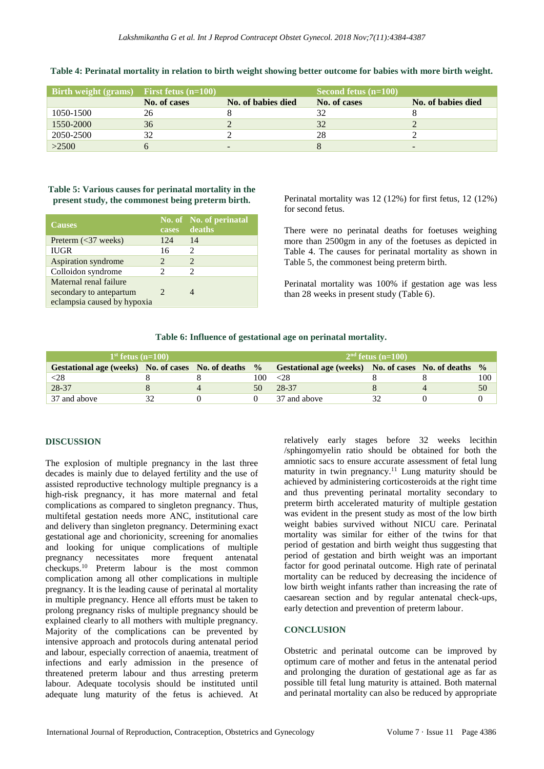**Table 4: Perinatal mortality in relation to birth weight showing better outcome for babies with more birth weight.**

| Birth weight (grams) | First fetus (n=100) | | Second fetus (n=100) | |
|---|---|---|---|---|
| | No. of cases | No. of babies died | No. of cases | No. of babies died |
| 1050-1500 | 26 | 8 | 32 | 8 |
| 1550-2000 | 36 | 2 | 32 | 2 |
| 2050-2500 | 32 | 2 | 28 | 2 |
| >2500 | 6 | - | 8 | - |

**Table 5: Various causes for perinatal mortality in the present study, the commonest being preterm birth.**

| Causes | No. of cases | No. of perinatal deaths |
|---|---|---|
| Preterm (<37 weeks) | 124 | 14 |
| IUGR | 16 | 2 |
| Aspiration syndrome | 2 | 2 |
| Colloidon syndrome | 2 | 2 |
| Maternal renal failure secondary to antepartum eclampsia caused by hypoxia | 2 | 4 |

Perinatal mortality was 12 (12%) for first fetus, 12 (12%) for second fetus.

There were no perinatal deaths for foetuses weighing more than 2500gm in any of the foetuses as depicted in Table 4. The causes for perinatal mortality as shown in Table 5, the commonest being preterm birth.

Perinatal mortality was 100% if gestation age was less than 28 weeks in present study (Table 6).

**Table 6: Influence of gestational age on perinatal mortality.**

| 1st fetus (n=100) | | | | 2nd fetus (n=100) | | | |
|---|---|---|---|---|---|---|---|
| Gestational age (weeks) | No. of cases | No. of deaths | % | Gestational age (weeks) | No. of cases | No. of deaths | % |
| <28 | 8 | 8 | 100 | <28 | 8 | 8 | 100 |
| 28-37 | 8 | 4 | 50 | 28-37 | 8 | 4 | 50 |
| 37 and above | 32 | 0 | 0 | 37 and above | 32 | 0 | 0 |

## DISCUSSION

The explosion of multiple pregnancy in the last three decades is mainly due to delayed fertility and the use of assisted reproductive technology multiple pregnancy is a high-risk pregnancy, it has more maternal and fetal complications as compared to singleton pregnancy. Thus, multifetal gestation needs more ANC, institutional care and delivery than singleton pregnancy. Determining exact gestational age and chorionicity, screening for anomalies and looking for unique complications of multiple pregnancy necessitates more frequent antenatal checkups.[10] Preterm labour is the most common complication among all other complications in multiple pregnancy. It is the leading cause of perinatal al mortality in multiple pregnancy. Hence all efforts must be taken to prolong pregnancy risks of multiple pregnancy should be explained clearly to all mothers with multiple pregnancy. Majority of the complications can be prevented by intensive approach and protocols during antenatal period and labour, especially correction of anaemia, treatment of infections and early admission in the presence of threatened preterm labour and thus arresting preterm labour. Adequate tocolysis should be instituted until adequate lung maturity of the fetus is achieved. At relatively early stages before 32 weeks lecithin /sphingomyelin ratio should be obtained for both the amniotic sacs to ensure accurate assessment of fetal lung maturity in twin pregnancy.[11] Lung maturity should be achieved by administering corticosteroids at the right time and thus preventing perinatal mortality secondary to preterm birth accelerated maturity of multiple gestation was evident in the present study as most of the low birth weight babies survived without NICU care. Perinatal mortality was similar for either of the twins for that period of gestation and birth weight thus suggesting that period of gestation and birth weight was an important factor for good perinatal outcome. High rate of perinatal mortality can be reduced by decreasing the incidence of low birth weight infants rather than increasing the rate of caesarean section and by regular antenatal check-ups, early detection and prevention of preterm labour.

## CONCLUSION

Obstetric and perinatal outcome can be improved by optimum care of mother and fetus in the antenatal period and prolonging the duration of gestational age as far as possible till fetal lung maturity is attained. Both maternal and perinatal mortality can also be reduced by appropriate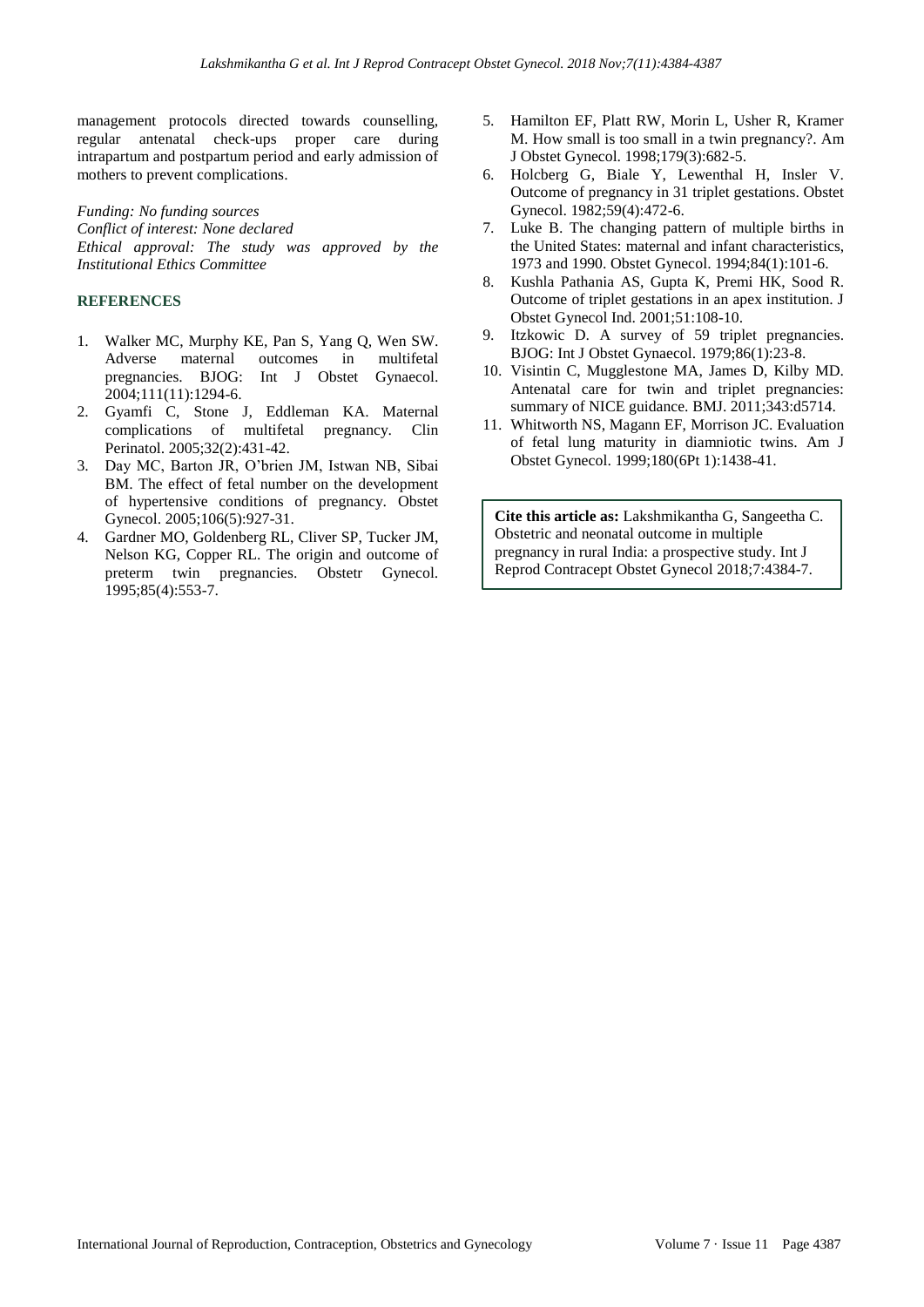management protocols directed towards counselling, regular antenatal check-ups proper care during intrapartum and postpartum period and early admission of mothers to prevent complications.

*Funding: No funding sources*
*Conflict of interest: None declared*
*Ethical approval: The study was approved by the Institutional Ethics Committee*

## REFERENCES

1. Walker MC, Murphy KE, Pan S, Yang Q, Wen SW. Adverse maternal outcomes in multifetal pregnancies. BJOG: Int J Obstet Gynaecol. 2004;111(11):1294-6.
2. Gyamfi C, Stone J, Eddleman KA. Maternal complications of multifetal pregnancy. Clin Perinatol. 2005;32(2):431-42.
3. Day MC, Barton JR, O'brien JM, Istwan NB, Sibai BM. The effect of fetal number on the development of hypertensive conditions of pregnancy. Obstet Gynecol. 2005;106(5):927-31.
4. Gardner MO, Goldenberg RL, Cliver SP, Tucker JM, Nelson KG, Copper RL. The origin and outcome of preterm twin pregnancies. Obstetr Gynecol. 1995;85(4):553-7.
5. Hamilton EF, Platt RW, Morin L, Usher R, Kramer M. How small is too small in a twin pregnancy?. Am J Obstet Gynecol. 1998;179(3):682-5.
6. Holcberg G, Biale Y, Lewenthal H, Insler V. Outcome of pregnancy in 31 triplet gestations. Obstet Gynecol. 1982;59(4):472-6.
7. Luke B. The changing pattern of multiple births in the United States: maternal and infant characteristics, 1973 and 1990. Obstet Gynecol. 1994;84(1):101-6.
8. Kushla Pathania AS, Gupta K, Premi HK, Sood R. Outcome of triplet gestations in an apex institution. J Obstet Gynecol Ind. 2001;51:108-10.
9. Itzkowic D. A survey of 59 triplet pregnancies. BJOG: Int J Obstet Gynaecol. 1979;86(1):23-8.
10. Visintin C, Mugglestone MA, James D, Kilby MD. Antenatal care for twin and triplet pregnancies: summary of NICE guidance. BMJ. 2011;343:d5714.
11. Whitworth NS, Magann EF, Morrison JC. Evaluation of fetal lung maturity in diamniotic twins. Am J Obstet Gynecol. 1999;180(6Pt 1):1438-41.

**Cite this article as:** Lakshmikantha G, Sangeetha C. Obstetric and neonatal outcome in multiple pregnancy in rural India: a prospective study. Int J Reprod Contracept Obstet Gynecol 2018;7:4384-7.